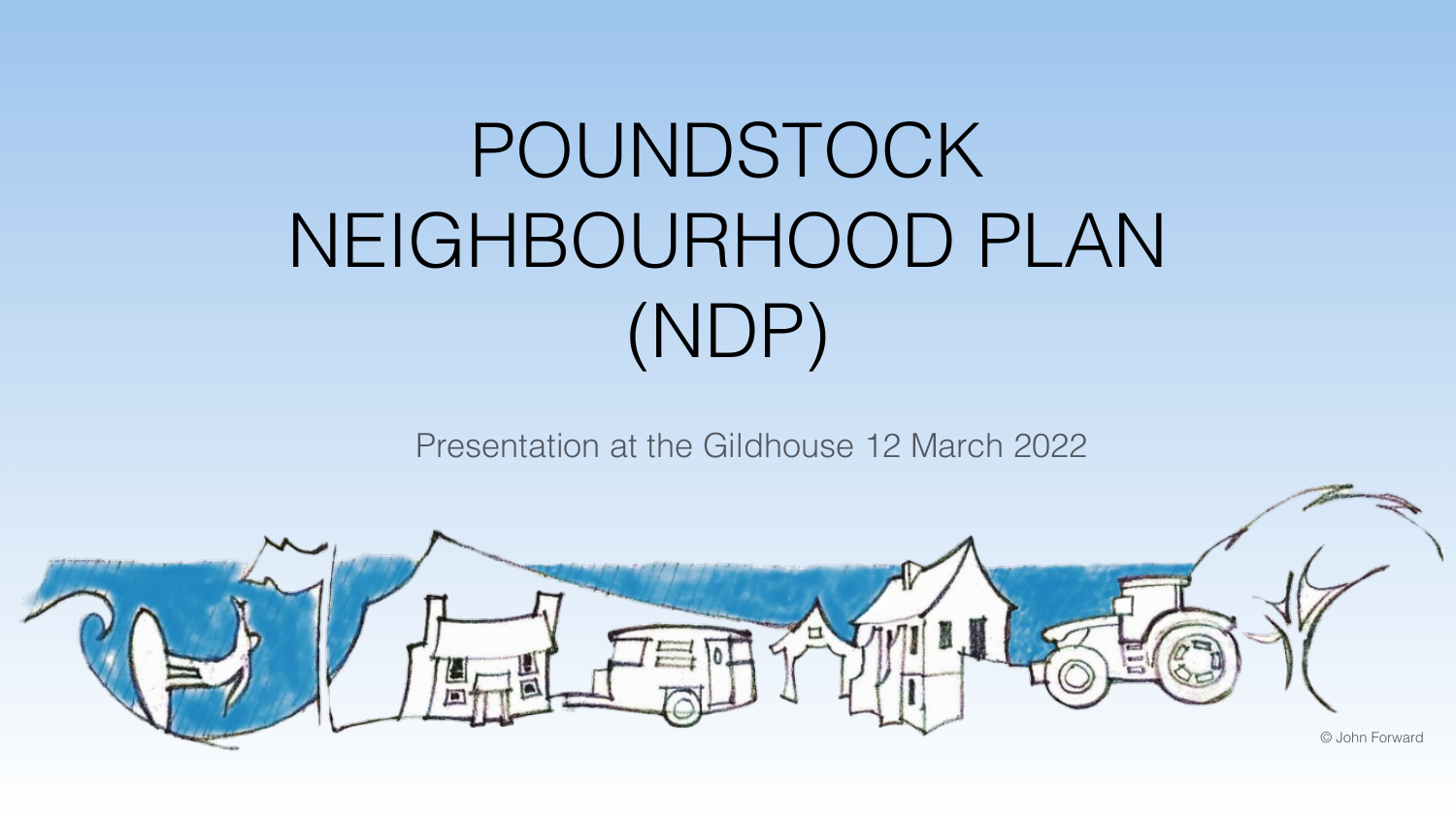# POUNDSTOCK NEIGHBOURHOOD PLAN (NDP)

Presentation at the Gildhouse 12 March 2022

© John Forward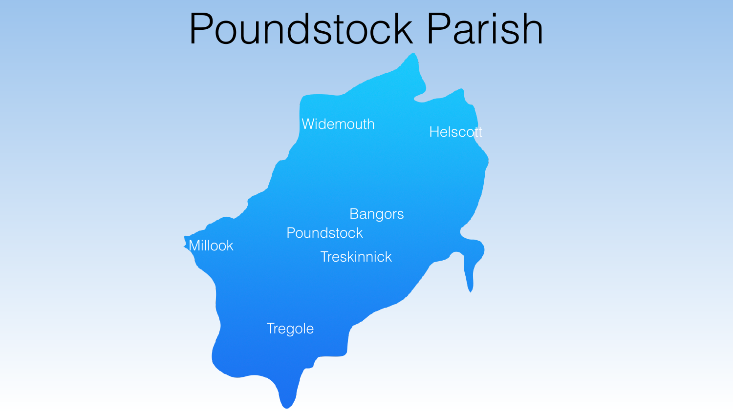# Poundstock Parish

Widemouth

Helscott

Bangors

Poundstock

Millook

Treskinnick

Tregole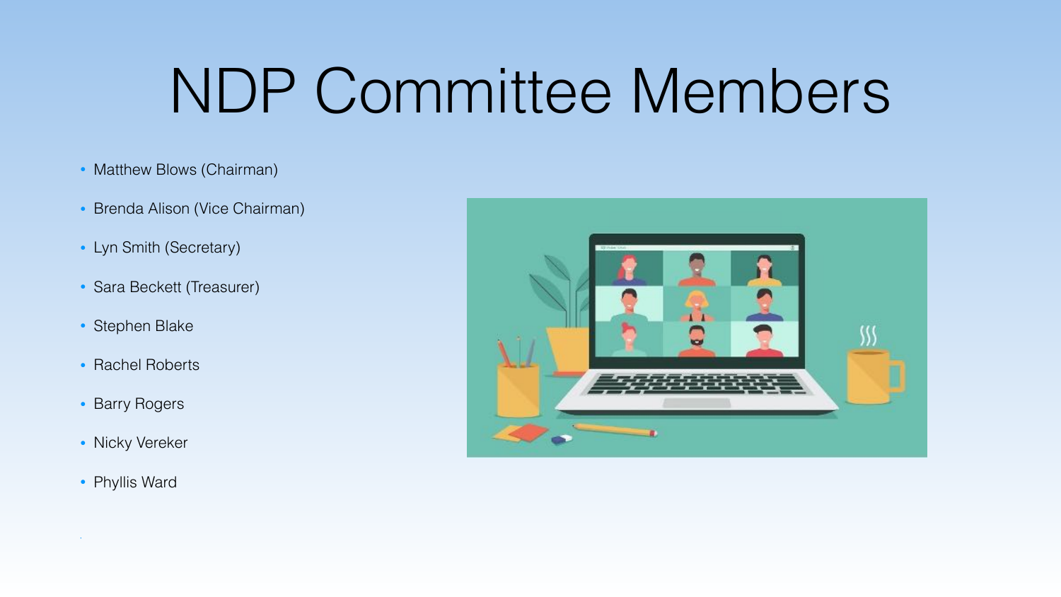# NDP Committee Members

- Matthew Blows (Chairman)
- Brenda Alison (Vice Chairman)
- Lyn Smith (Secretary)
- Sara Beckett (Treasurer)
- Stephen Blake
- Rachel Roberts
- Barry Rogers
- Nicky Vereker
- Phyllis Ward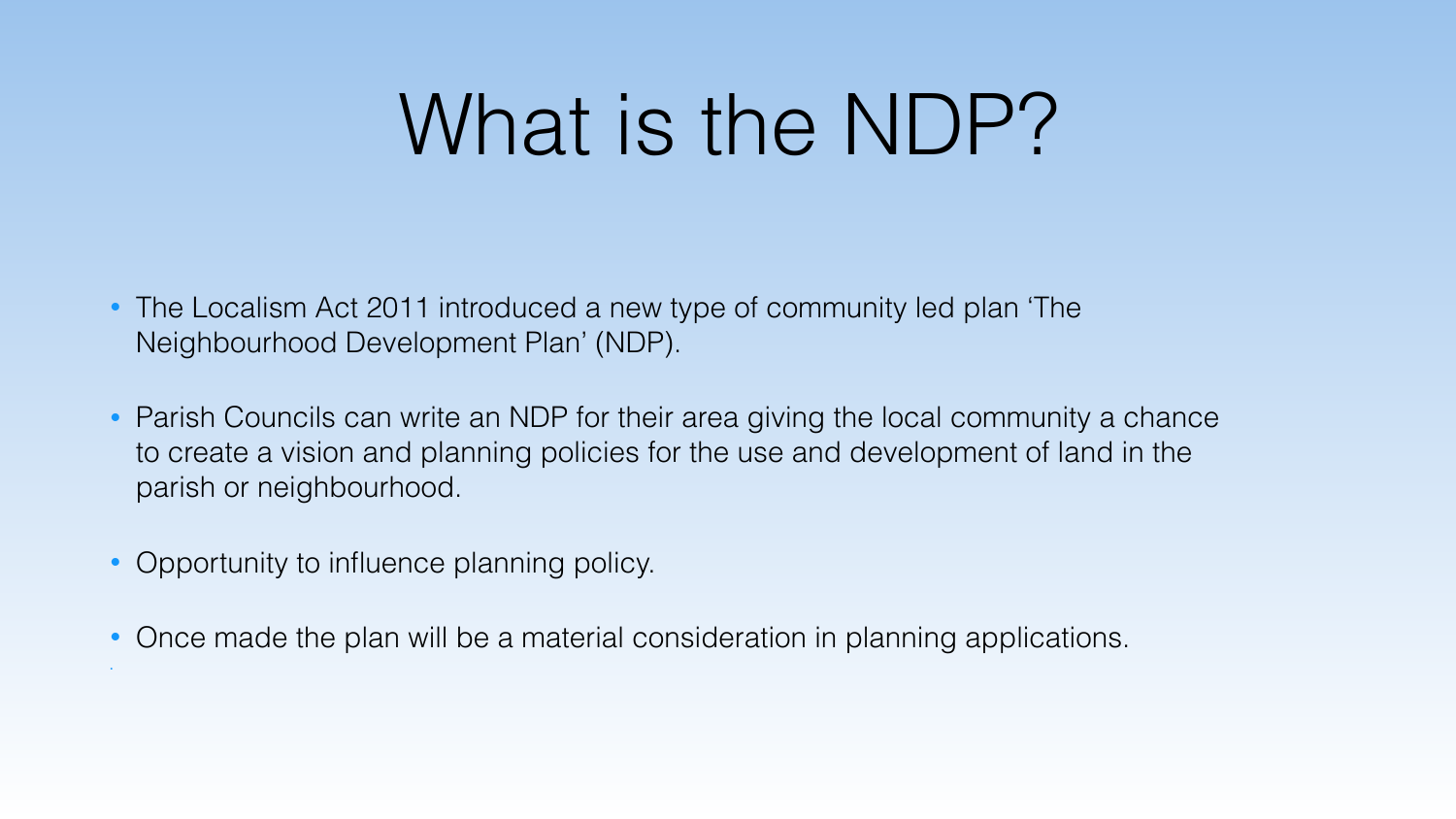# What is the NDP?

- The Localism Act 2011 introduced a new type of community led plan 'The Neighbourhood Development Plan' (NDP).
- Parish Councils can write an NDP for their area giving the local community a chance to create a vision and planning policies for the use and development of land in the parish or neighbourhood.
- Opportunity to influence planning policy.
- Once made the plan will be a material consideration in planning applications.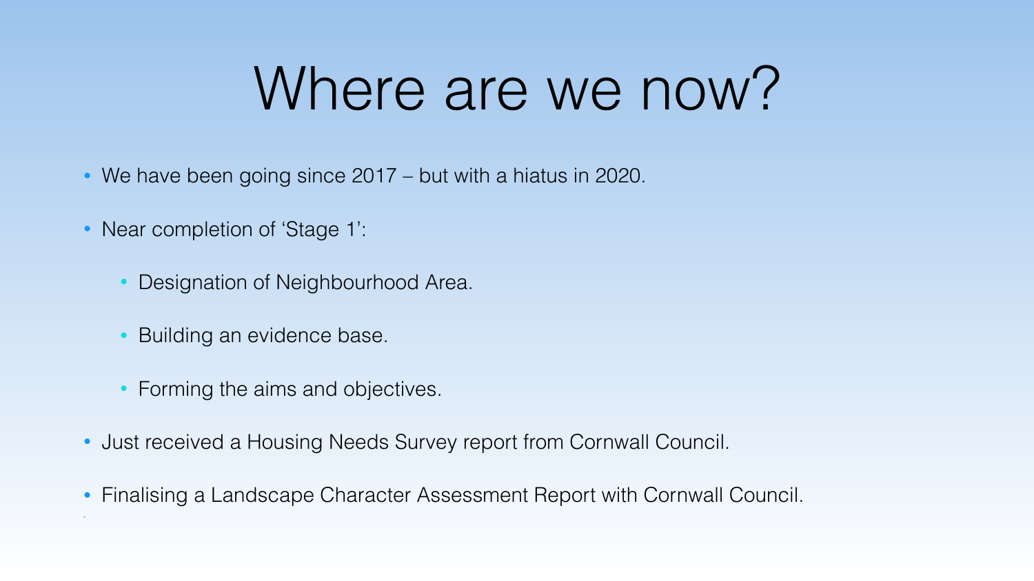# Where are we now?

- We have been going since 2017 – but with a hiatus in 2020.
- Near completion of ‘Stage 1’:
  - Designation of Neighbourhood Area.
  - Building an evidence base.
  - Forming the aims and objectives.
- Just received a Housing Needs Survey report from Cornwall Council.
- Finalising a Landscape Character Assessment Report with Cornwall Council.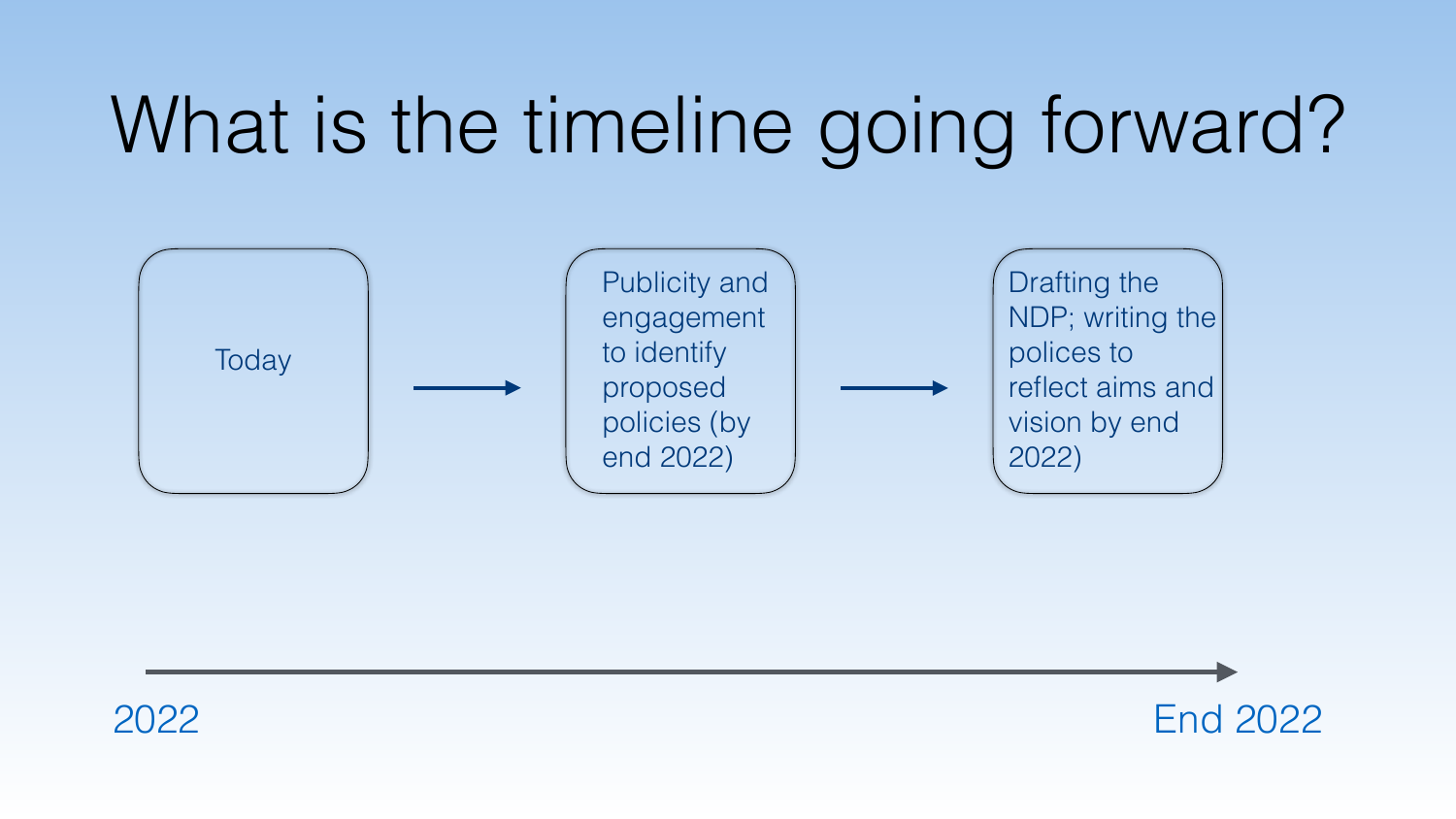# What is the timeline going forward?

Today → Publicity and engagement to identify proposed policies (by end 2022) → Drafting the NDP; writing the polices to reflect aims and vision by end 2022)

2022 → End 2022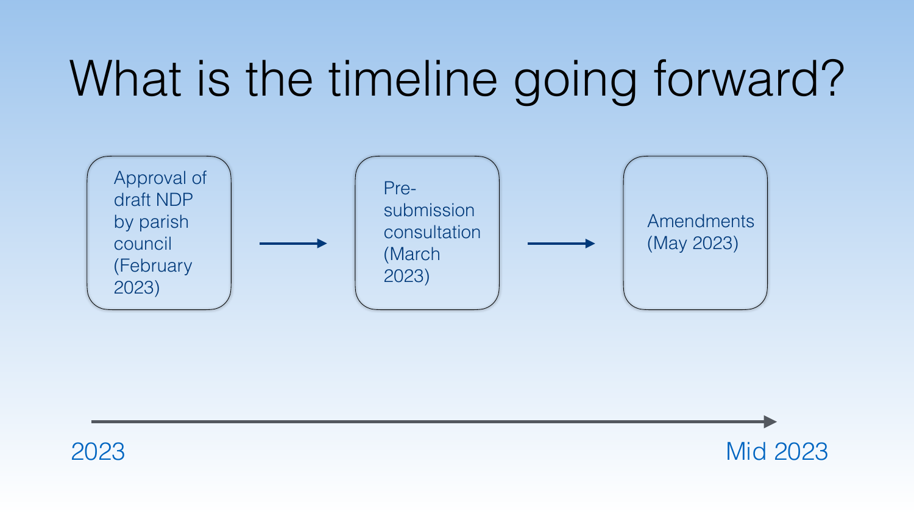# What is the timeline going forward?

Approval of draft NDP by parish council (February 2023) → Pre-submission consultation (March 2023) → Amendments (May 2023)

2023 → Mid 2023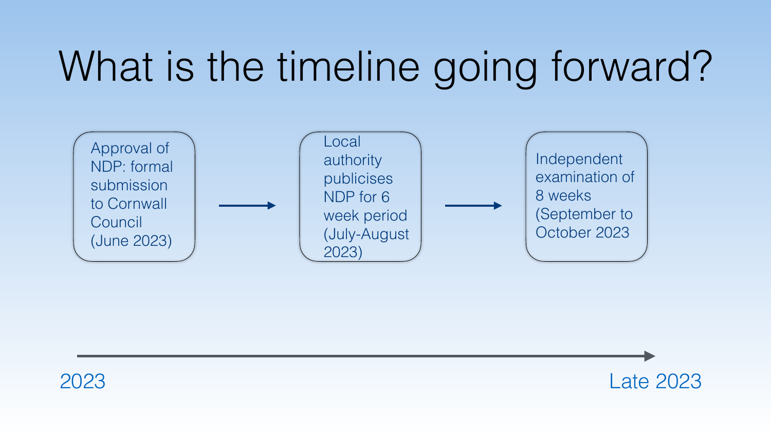# What is the timeline going forward?

Approval of NDP: formal submission to Cornwall Council (June 2023) → Local authority publicises NDP for 6 week period (July-August 2023) → Independent examination of 8 weeks (September to October 2023

2023 → Late 2023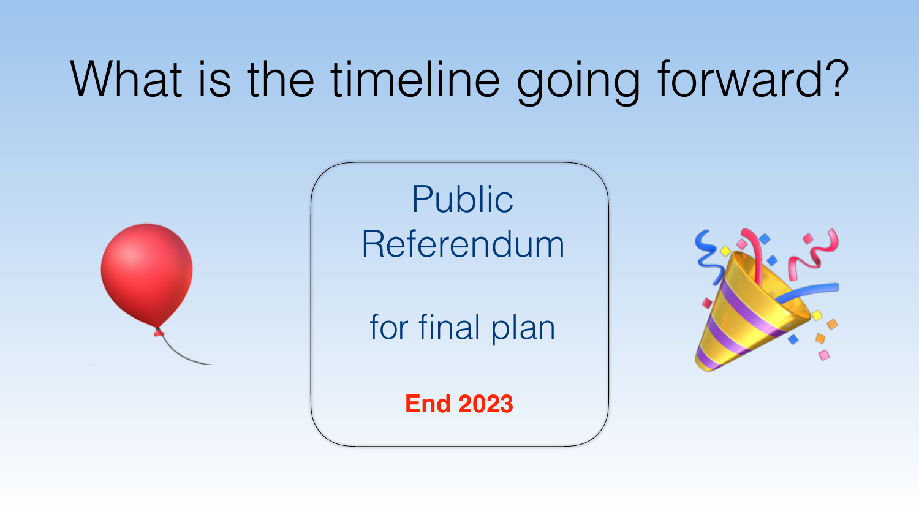# What is the timeline going forward?

Public Referendum

for final plan

**End 2023**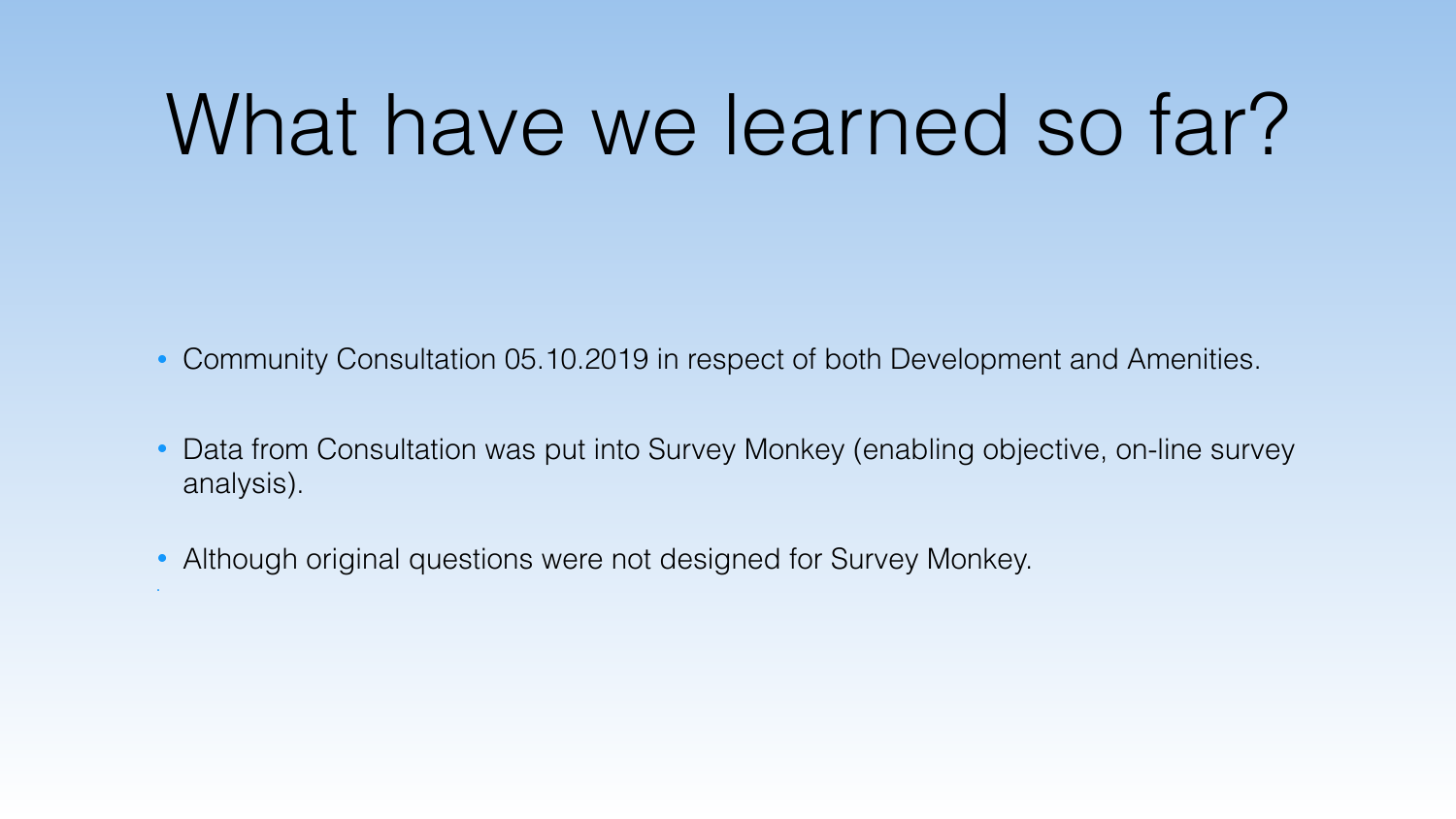# What have we learned so far?

- Community Consultation 05.10.2019 in respect of both Development and Amenities.
- Data from Consultation was put into Survey Monkey (enabling objective, on-line survey analysis).
- Although original questions were not designed for Survey Monkey.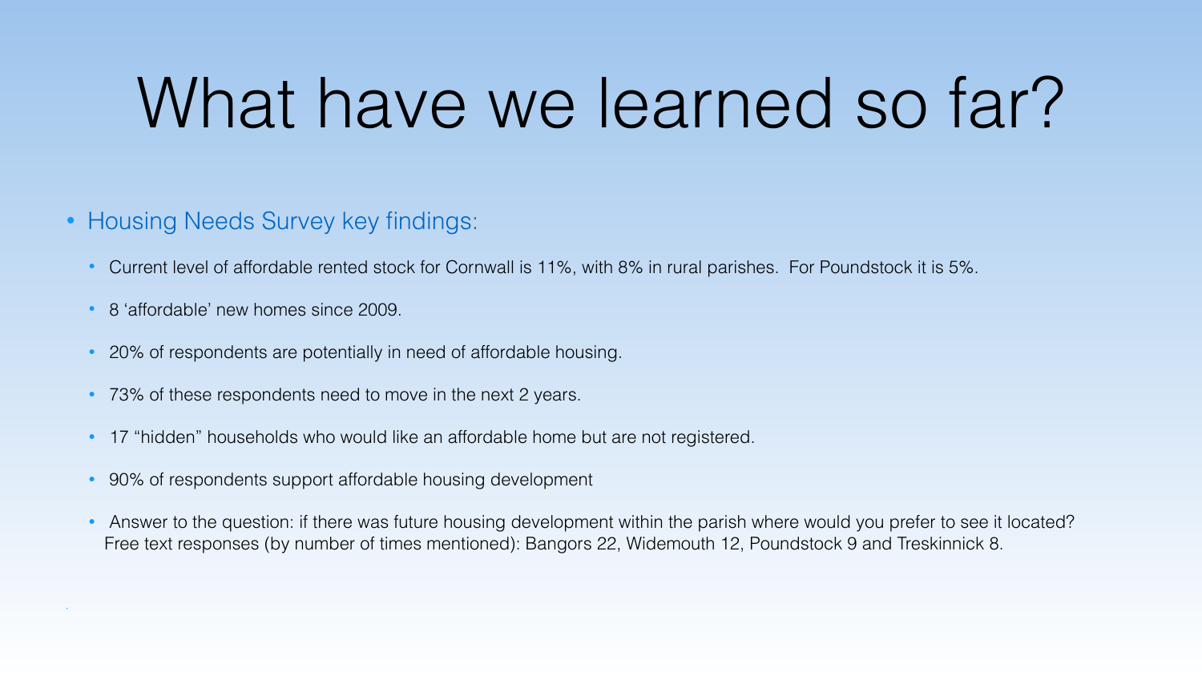# What have we learned so far?

- Housing Needs Survey key findings:
  - Current level of affordable rented stock for Cornwall is 11%, with 8% in rural parishes. For Poundstock it is 5%.
  - 8 'affordable' new homes since 2009.
  - 20% of respondents are potentially in need of affordable housing.
  - 73% of these respondents need to move in the next 2 years.
  - 17 "hidden" households who would like an affordable home but are not registered.
  - 90% of respondents support affordable housing development
  - Answer to the question: if there was future housing development within the parish where would you prefer to see it located? Free text responses (by number of times mentioned): Bangors 22, Widemouth 12, Poundstock 9 and Treskinnick 8.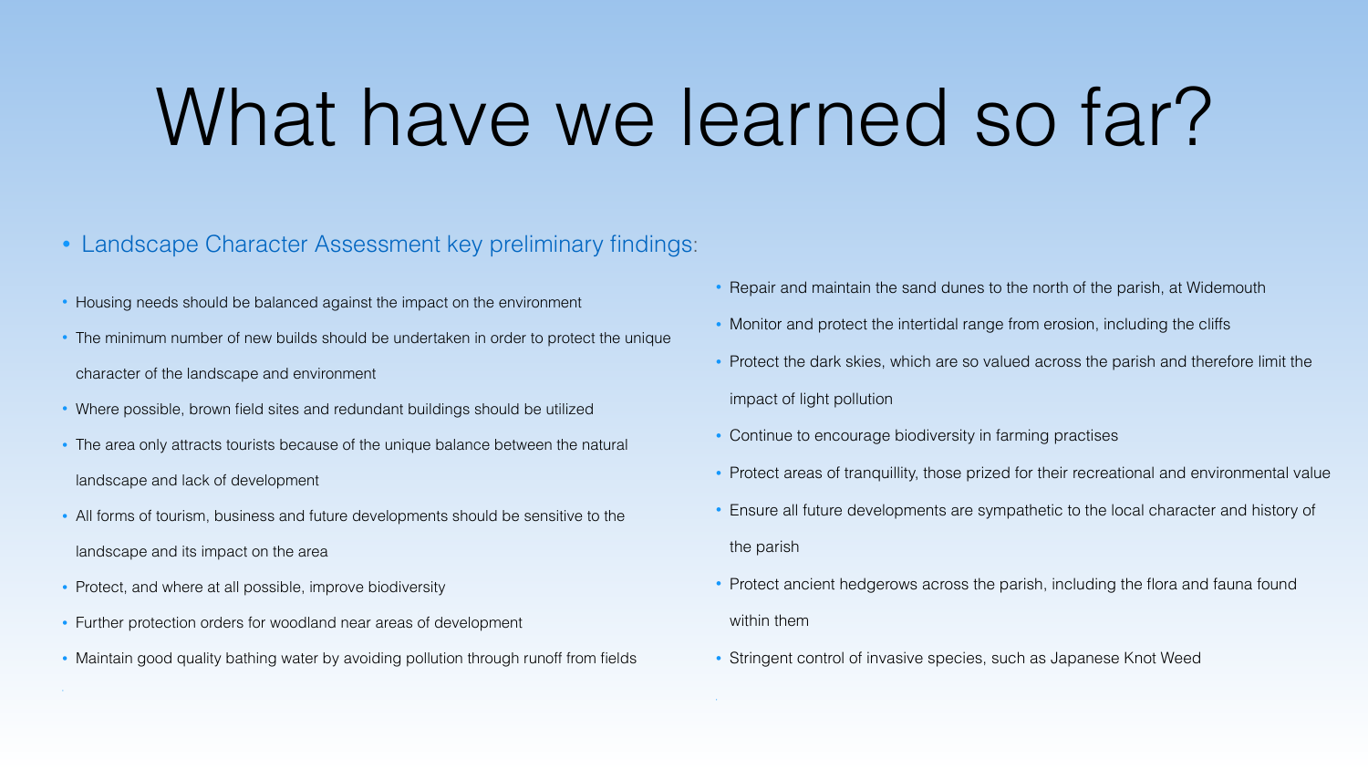# What have we learned so far?

- Landscape Character Assessment key preliminary findings:

- Housing needs should be balanced against the impact on the environment
- The minimum number of new builds should be undertaken in order to protect the unique character of the landscape and environment
- Where possible, brown field sites and redundant buildings should be utilized
- The area only attracts tourists because of the unique balance between the natural landscape and lack of development
- All forms of tourism, business and future developments should be sensitive to the landscape and its impact on the area
- Protect, and where at all possible, improve biodiversity
- Further protection orders for woodland near areas of development
- Maintain good quality bathing water by avoiding pollution through runoff from fields
- Repair and maintain the sand dunes to the north of the parish, at Widemouth
- Monitor and protect the intertidal range from erosion, including the cliffs
- Protect the dark skies, which are so valued across the parish and therefore limit the impact of light pollution
- Continue to encourage biodiversity in farming practises
- Protect areas of tranquillity, those prized for their recreational and environmental value
- Ensure all future developments are sympathetic to the local character and history of the parish
- Protect ancient hedgerows across the parish, including the flora and fauna found within them
- Stringent control of invasive species, such as Japanese Knot Weed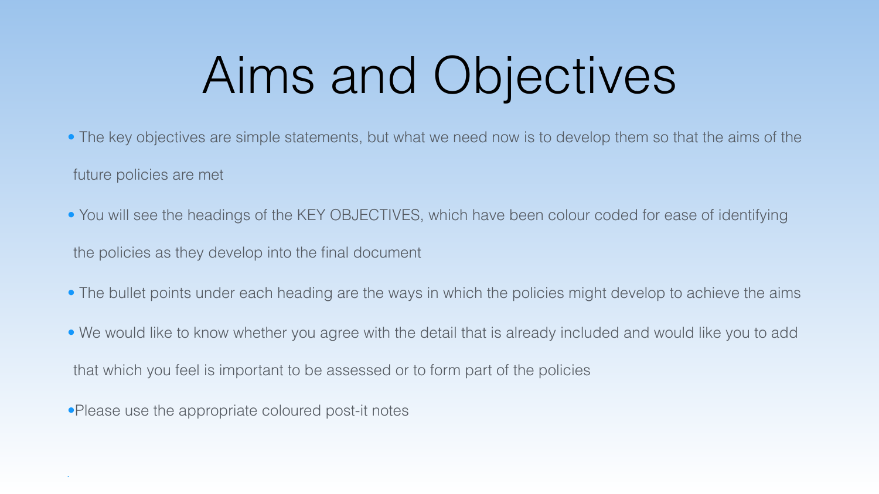# Aims and Objectives

- The key objectives are simple statements, but what we need now is to develop them so that the aims of the future policies are met
- You will see the headings of the KEY OBJECTIVES, which have been colour coded for ease of identifying the policies as they develop into the final document
- The bullet points under each heading are the ways in which the policies might develop to achieve the aims
- We would like to know whether you agree with the detail that is already included and would like you to add that which you feel is important to be assessed or to form part of the policies
- Please use the appropriate coloured post-it notes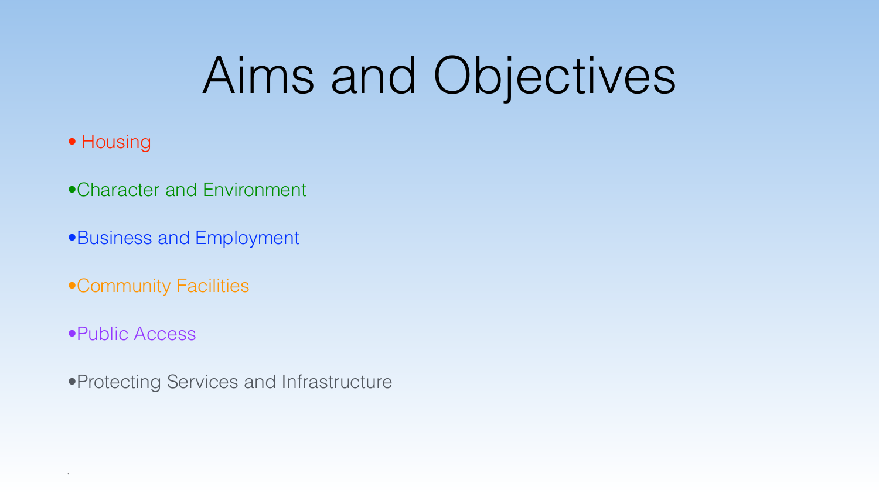# Aims and Objectives

- Housing
- Character and Environment
- Business and Employment
- Community Facilities
- Public Access
- Protecting Services and Infrastructure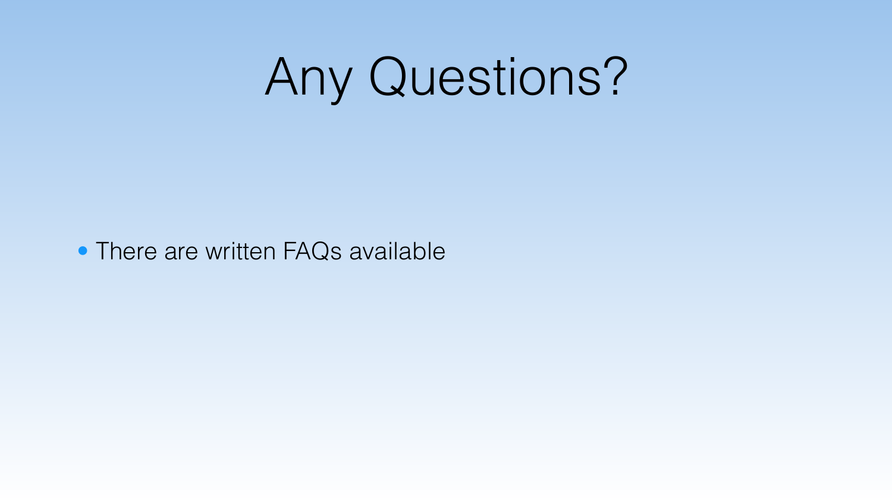# Any Questions?

- There are written FAQs available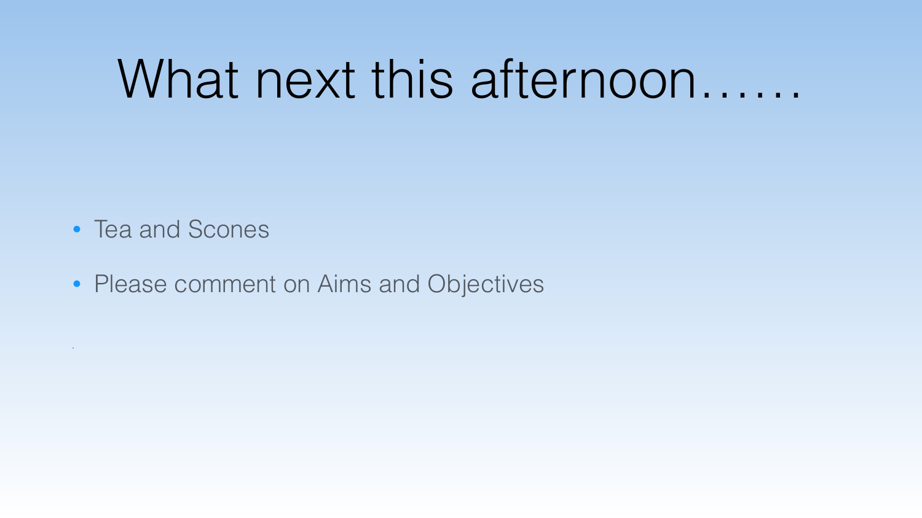# What next this afternoon……

- Tea and Scones
- Please comment on Aims and Objectives